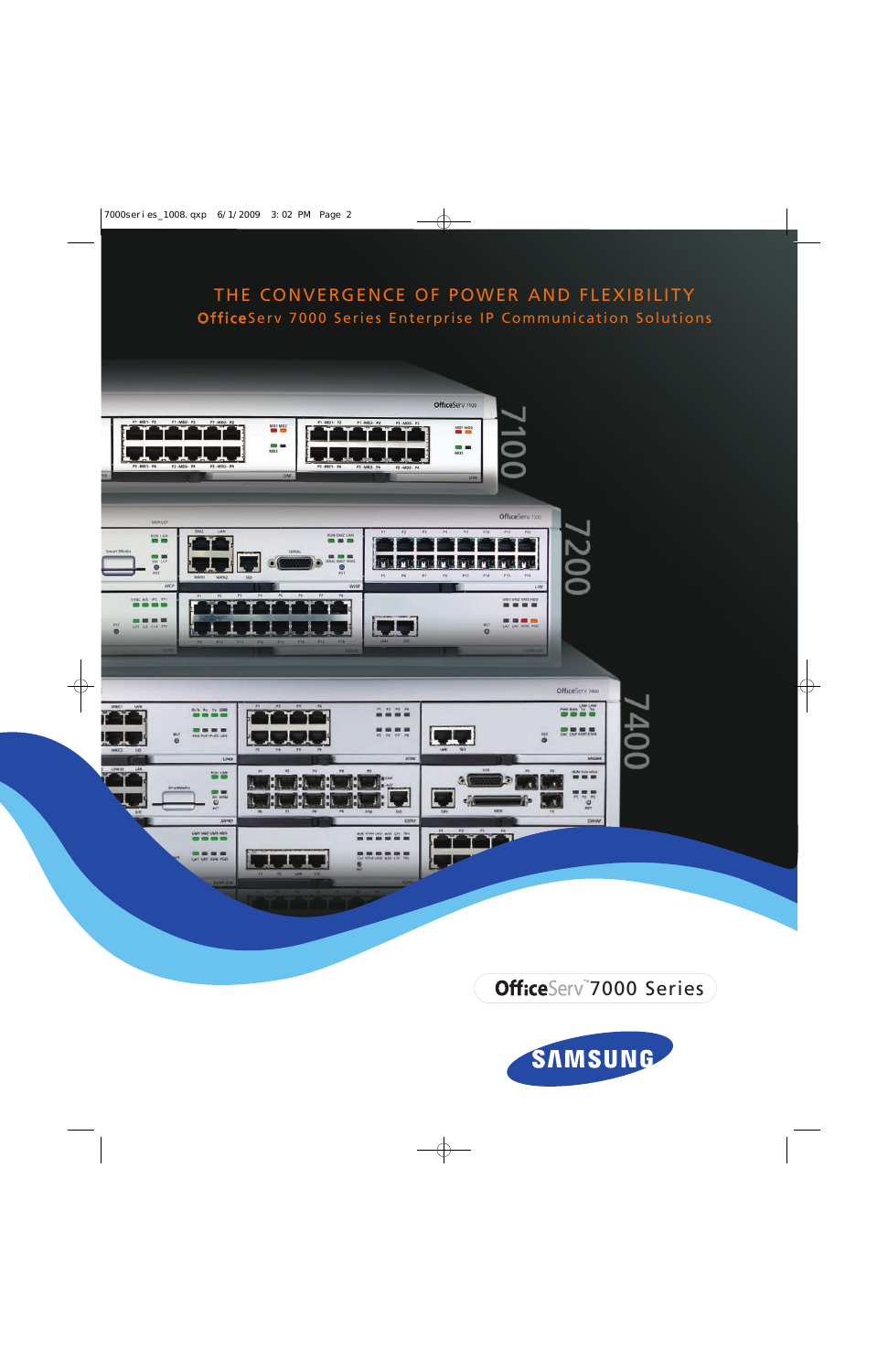# THE CONVERGENCE OF POWER AND FLEXIBILITY

## OfficeServ 7000 Series Enterprise IP Communication Solutions

7100

7200

7400

OfficeServ™ 7000 Series

SAMSUNG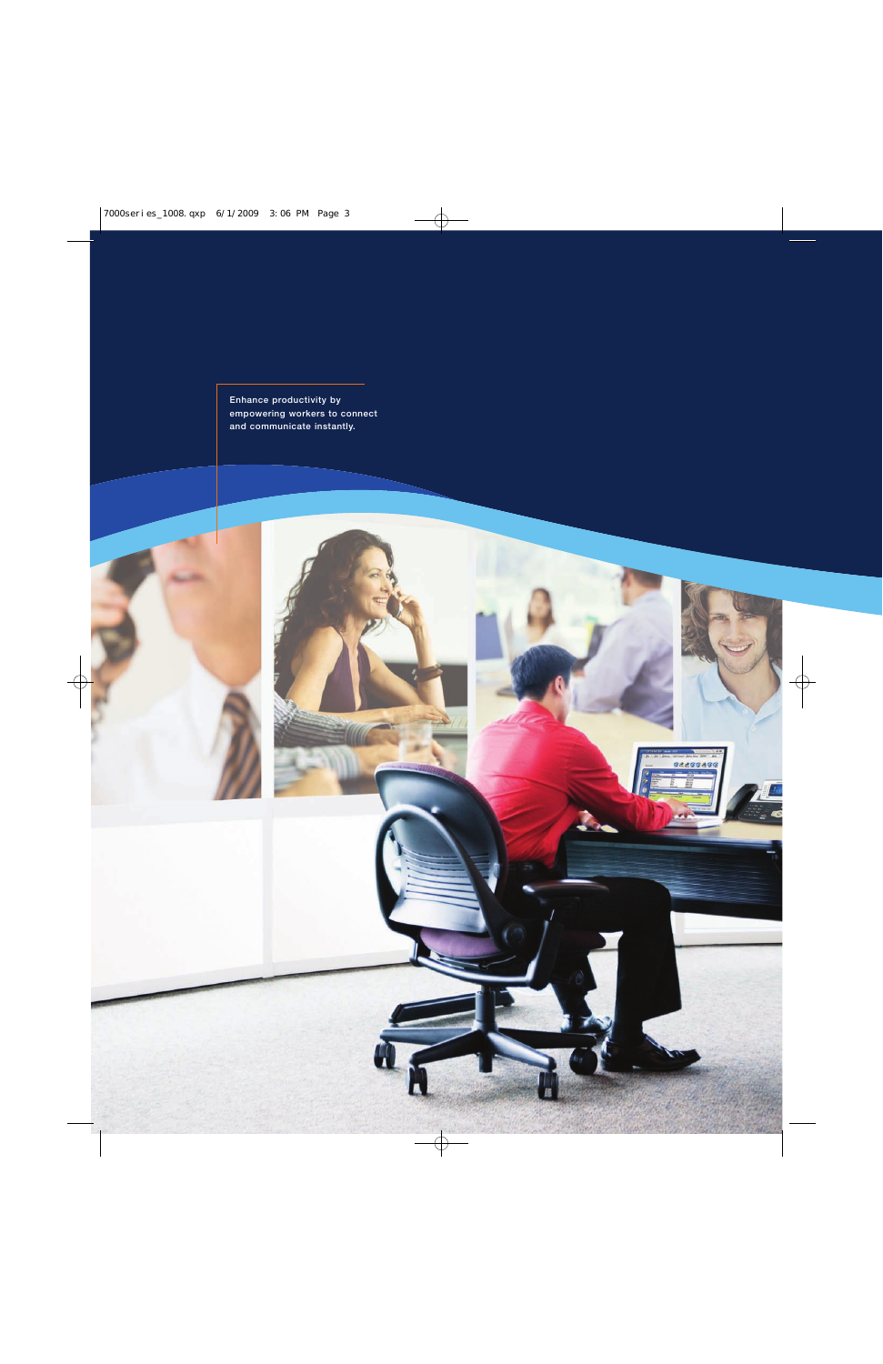Enhance productivity by empowering workers to connect and communicate instantly.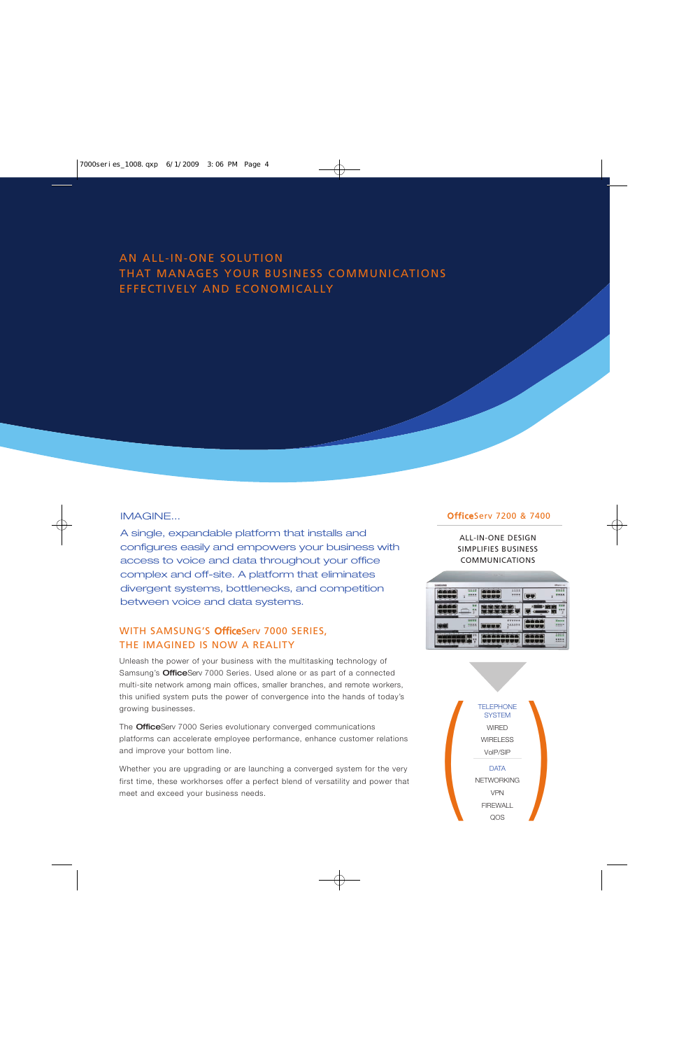## AN ALL-IN-ONE SOLUTION THAT MANAGES YOUR BUSINESS COMMUNICATIONS EFFECTIVELY AND ECONOMICALLY

### IMAGINE...

A single, expandable platform that installs and configures easily and empowers your business with access to voice and data throughout your office complex and off-site. A platform that eliminates divergent systems, bottlenecks, and competition between voice and data systems.

### WITH SAMSUNG'S **Office**Serv 7000 SERIES, THE IMAGINED IS NOW A REALITY

Unleash the power of your business with the multitasking technology of Samsung's **Office**Serv 7000 Series. Used alone or as part of a connected multi-site network among main offices, smaller branches, and remote workers, this unified system puts the power of convergence into the hands of today's growing businesses.

The **Office**Serv 7000 Series evolutionary converged communications platforms can accelerate employee performance, enhance customer relations and improve your bottom line.

Whether you are upgrading or are launching a converged system for the very first time, these workhorses offer a perfect blend of versatility and power that meet and exceed your business needs.

### **Office**Serv 7200 & 7400

ALL-IN-ONE DESIGN SIMPLIFIES BUSINESS COMMUNICATIONS

TELEPHONE SYSTEM
- WIRED
- WIRELESS
- VoIP/SIP

DATA
- NETWORKING
- VPN
- FIREWALL
- QOS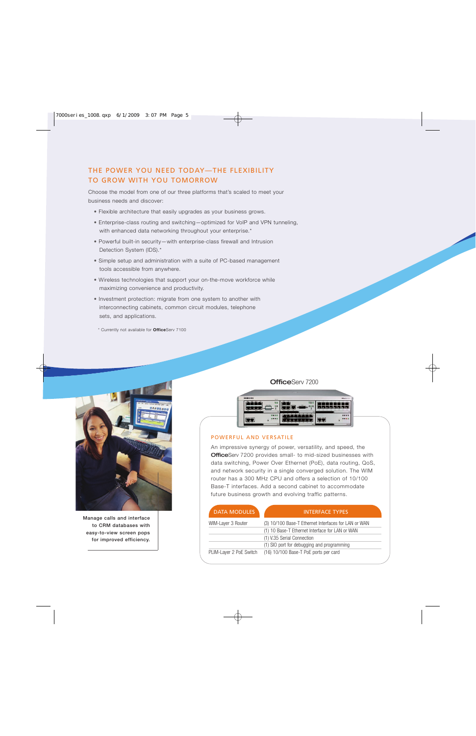## THE POWER YOU NEED TODAY—THE FLEXIBILITY TO GROW WITH YOU TOMORROW

Choose the model from one of our three platforms that's scaled to meet your business needs and discover:

- Flexible architecture that easily upgrades as your business grows.
- Enterprise-class routing and switching—optimized for VoIP and VPN tunneling, with enhanced data networking throughout your enterprise.*
- Powerful built-in security—with enterprise-class firewall and Intrusion Detection System (IDS).*
- Simple setup and administration with a suite of PC-based management tools accessible from anywhere.
- Wireless technologies that support your on-the-move workforce while maximizing convenience and productivity.
- Investment protection: migrate from one system to another with interconnecting cabinets, common circuit modules, telephone sets, and applications.

\* Currently not available for **Office**Serv 7100

Manage calls and interface to CRM databases with easy-to-view screen pops for improved efficiency.

**Office**Serv 7200

### POWERFUL AND VERSATILE

An impressive synergy of power, versatility, and speed, the **Office**Serv 7200 provides small- to mid-sized businesses with data switching, Power Over Ethernet (PoE), data routing, QoS, and network security in a single converged solution. The WIM router has a 300 MHz CPU and offers a selection of 10/100 Base-T interfaces. Add a second cabinet to accommodate future business growth and evolving traffic patterns.

| DATA MODULES | INTERFACE TYPES |
|---|---|
| WIM-Layer 3 Router | (3) 10/100 Base-T Ethernet Interfaces for LAN or WAN |
| | (1) 10 Base-T Ethernet Interface for LAN or WAN |
| | (1) V.35 Serial Connection |
| | (1) SIO port for debugging and programming |
| PLIM-Layer 2 PoE Switch | (16) 10/100 Base-T PoE ports per card |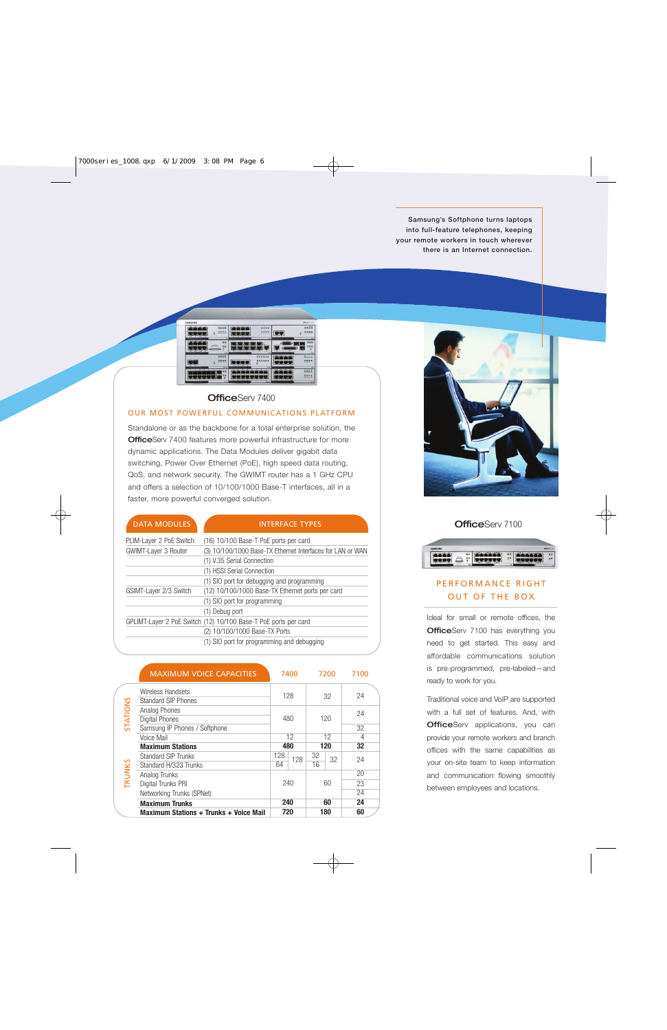Samsung's Softphone turns laptops into full-feature telephones, keeping your remote workers in touch wherever there is an Internet connection.

## OfficeServ 7400

### OUR MOST POWERFUL COMMUNICATIONS PLATFORM

Standalone or as the backbone for a total enterprise solution, the **Office**Serv 7400 features more powerful infrastructure for more dynamic applications. The Data Modules deliver gigabit data switching, Power Over Ethernet (PoE), high speed data routing, QoS, and network security. The GWIMT router has a 1 GHz CPU and offers a selection of 10/100/1000 Base-T interfaces, all in a faster, more powerful converged solution.

| DATA MODULES | INTERFACE TYPES |
|---|---|
| PLIM-Layer 2 PoE Switch | (16) 10/100 Base-T PoE ports per card |
| GWIMT-Layer 3 Router | (3) 10/100/1000 Base-TX Ethernet Interfaces for LAN or WAN |
| | (1) V.35 Serial Connection |
| | (1) HSSI Serial Connection |
| | (1) SIO port for debugging and programming |
| GSIMT-Layer 2/3 Switch | (12) 10/100/1000 Base-TX Ethernet ports per card |
| | (1) SIO port for programming |
| | (1) Debug port |
| GPLIMT-Layer 2 PoE Switch | (12) 10/100 Base-T PoE ports per card |
| | (2) 10/100/1000 Base-TX Ports |
| | (1) SIO port for programming and debugging |

| | MAXIMUM VOICE CAPACITIES | 7400 | | 7200 | | 7100 |
|---|---|---|---|---|---|---|
| STATIONS | Wireless Handsets<br>Standard SIP Phones | 128 | | 32 | | 24 |
| | Analog Phones<br>Digital Phones | 480 | | 120 | | 24 |
| | Samsung IP Phones / Softphone | | | | | 32 |
| | Voice Mail | 12 | | 12 | | 4 |
| | **Maximum Stations** | **480** | | **120** | | **32** |
| TRUNKS | Standard SIP Trunks | 128 | 128 | 32 | 32 | 24 |
| | Standard H/323 Trunks | 64 | | 16 | | |
| | Analog Trunks | 240 | | 60 | | 20 |
| | Digital Trunks PRI | | | | | 23 |
| | Networking Trunks (SPNet) | | | | | 24 |
| | **Maximum Trunks** | **240** | | **60** | | **24** |
| | **Maximum Stations + Trunks + Voice Mail** | **720** | | **180** | | **60** |

## OfficeServ 7100

### PERFORMANCE RIGHT OUT OF THE BOX

Ideal for small or remote offices, the **Office**Serv 7100 has everything you need to get started. This easy and affordable communications solution is pre-programmed, pre-labeled—and ready to work for you.

Traditional voice and VoIP are supported with a full set of features. And, with **Office**Serv applications, you can provide your remote workers and branch offices with the same capabilities as your on-site team to keep information and communication flowing smoothly between employees and locations.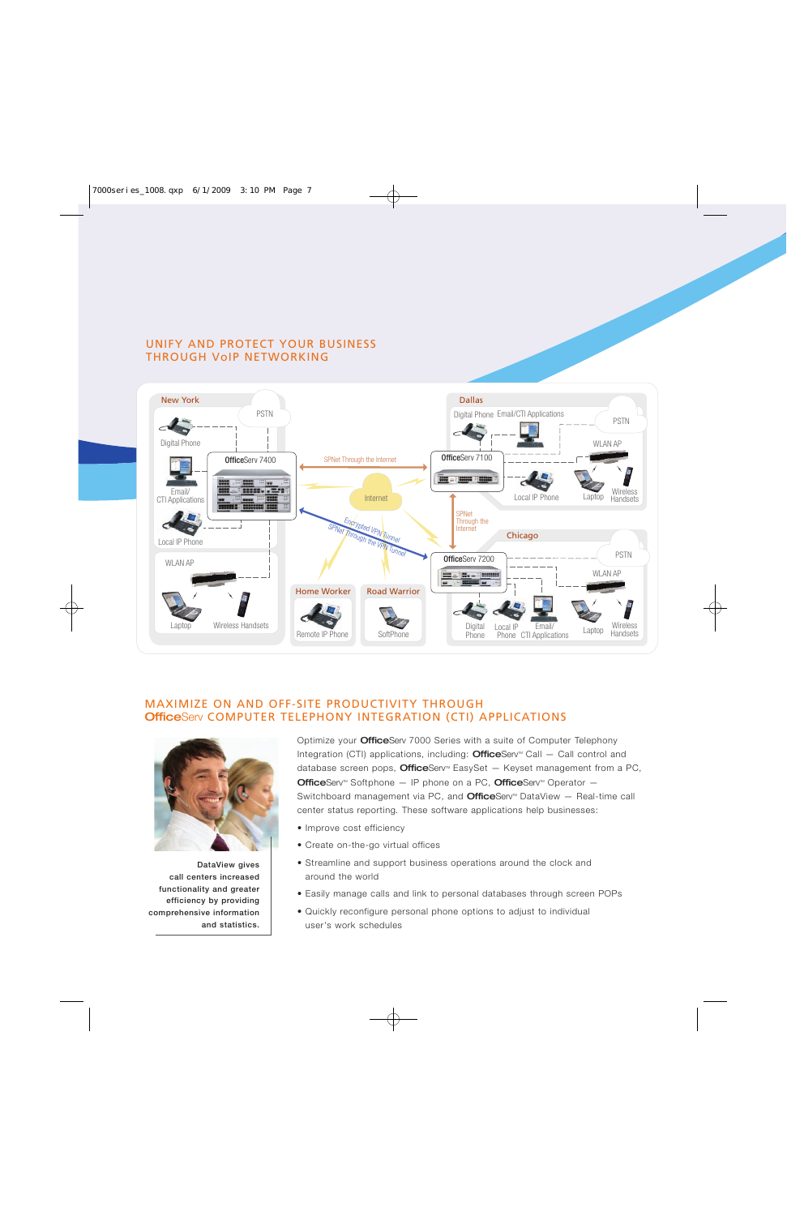## UNIFY AND PROTECT YOUR BUSINESS THROUGH VoIP NETWORKING

New York

PSTN

Digital Phone

Email/ CTI Applications

Local IP Phone

OfficeServ 7400

WLAN AP

Laptop

Wireless Handsets

SPNet Through the Internet

Internet

Encrypted VPN Tunnel

SPNet Through the VPN Tunnel

Home Worker

Remote IP Phone

Road Warrior

SoftPhone

Dallas

Digital Phone

Email/CTI Applications

PSTN

OfficeServ 7100

WLAN AP

Local IP Phone

Laptop

Wireless Handsets

SPNet Through the Internet

Chicago

OfficeServ 7200

PSTN

WLAN AP

Digital Phone

Local IP Phone

Email/ CTI Applications

Laptop

Wireless Handsets

## MAXIMIZE ON AND OFF-SITE PRODUCTIVITY THROUGH **Office**Serv COMPUTER TELEPHONY INTEGRATION (CTI) APPLICATIONS

DataView gives call centers increased functionality and greater efficiency by providing comprehensive information and statistics.

Optimize your **Office**Serv 7000 Series with a suite of Computer Telephony Integration (CTI) applications, including: **Office**Serv™ Call — Call control and database screen pops, **Office**Serv™ EasySet — Keyset management from a PC, **Office**Serv™ Softphone — IP phone on a PC, **Office**Serv™ Operator — Switchboard management via PC, and **Office**Serv™ DataView — Real-time call center status reporting. These software applications help businesses:

- Improve cost efficiency
- Create on-the-go virtual offices
- Streamline and support business operations around the clock and around the world
- Easily manage calls and link to personal databases through screen POPs
- Quickly reconfigure personal phone options to adjust to individual user's work schedules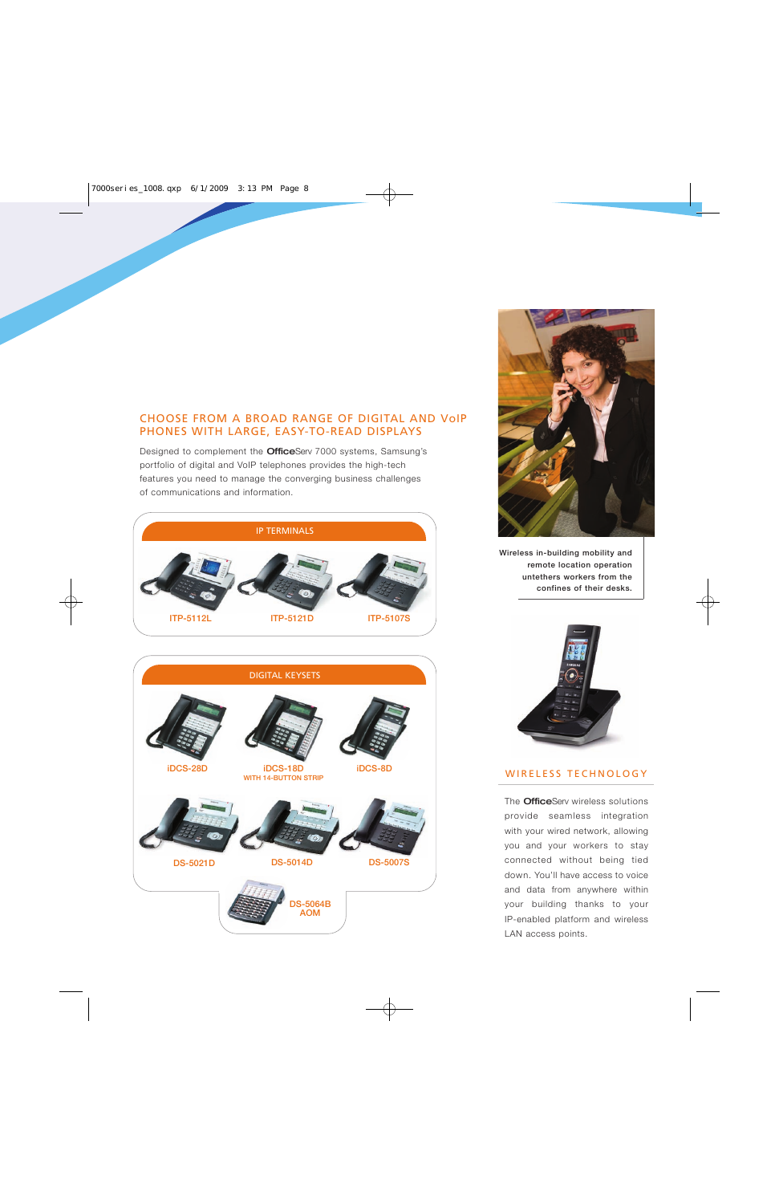## CHOOSE FROM A BROAD RANGE OF DIGITAL AND VoIP PHONES WITH LARGE, EASY-TO-READ DISPLAYS

Designed to complement the **Office**Serv 7000 systems, Samsung's portfolio of digital and VoIP telephones provides the high-tech features you need to manage the converging business challenges of communications and information.

### IP TERMINALS

ITP-5112L

ITP-5121D

ITP-5107S

### DIGITAL KEYSETS

iDCS-28D

iDCS-18D
WITH 14-BUTTON STRIP

iDCS-8D

DS-5021D

DS-5014D

DS-5007S

DS-5064B
AOM

Wireless in-building mobility and remote location operation untethers workers from the confines of their desks.

## WIRELESS TECHNOLOGY

The **Office**Serv wireless solutions provide seamless integration with your wired network, allowing you and your workers to stay connected without being tied down. You'll have access to voice and data from anywhere within your building thanks to your IP-enabled platform and wireless LAN access points.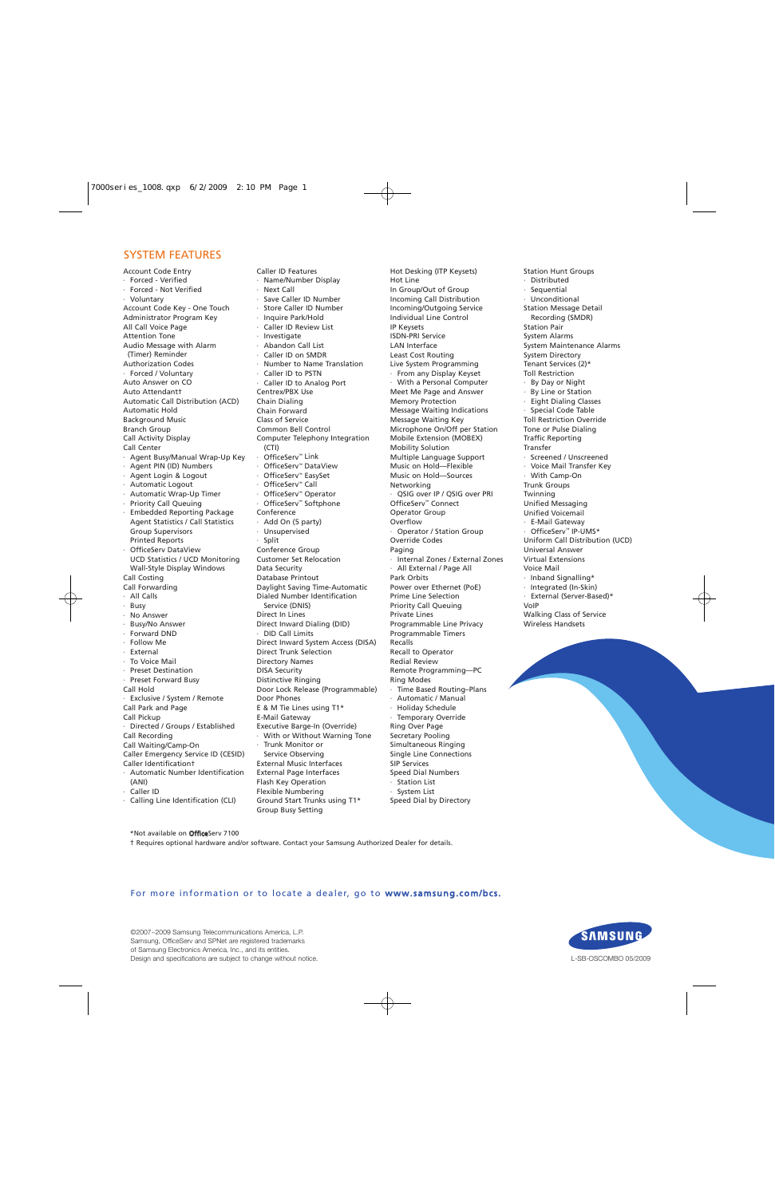## SYSTEM FEATURES

Account Code Entry
- Forced - Verified
- Forced - Not Verified
- Voluntary

Account Code Key - One Touch
Administrator Program Key
All Call Voice Page
Attention Tone
Audio Message with Alarm (Timer) Reminder
Authorization Codes
- Forced / Voluntary

Auto Answer on CO
Auto Attendant†
Automatic Call Distribution (ACD)
Automatic Hold
Background Music
Branch Group
Call Activity Display
Call Center
- Agent Busy/Manual Wrap-Up Key
- Agent PIN (ID) Numbers
- Agent Login & Logout
- Automatic Logout
- Automatic Wrap-Up Timer
- Priority Call Queuing
- Embedded Reporting Package
  Agent Statistics / Call Statistics
  Group Supervisors
  Printed Reports
- OfficeServ DataView
  UCD Statistics / UCD Monitoring
  Wall-Style Display Windows

Call Costing
Call Forwarding
- All Calls
- Busy
- No Answer
- Busy/No Answer
- Forward DND
- Follow Me
- External
- To Voice Mail
- Preset Destination
- Preset Forward Busy

Call Hold
- Exclusive / System / Remote

Call Park and Page
Call Pickup
- Directed / Groups / Established

Call Recording
Call Waiting/Camp-On
Caller Emergency Service ID (CESID)
Caller Identification†
- Automatic Number Identification (ANI)
- Caller ID
- Calling Line Identification (CLI)

Caller ID Features
- Name/Number Display
- Next Call
- Save Caller ID Number
- Store Caller ID Number
- Inquire Park/Hold
- Caller ID Review List
- Investigate
- Abandon Call List
- Caller ID on SMDR
- Number to Name Translation
- Caller ID to PSTN
- Caller ID to Analog Port

Centrex/PBX Use
Chain Dialing
Chain Forward
Class of Service
Common Bell Control
Computer Telephony Integration (CTI)
- OfficeServ™ Link
- OfficeServ™ DataView
- OfficeServ™ EasySet
- OfficeServ™ Call
- OfficeServ™ Operator
- OfficeServ™ Softphone

Conference
- Add On (5 party)
- Unsupervised
- Split

Conference Group
Customer Set Relocation
Data Security
Database Printout
Daylight Saving Time-Automatic
Dialed Number Identification Service (DNIS)
Direct In Lines
Direct Inward Dialing (DID)
- DID Call Limits

Direct Inward System Access (DISA)
Direct Trunk Selection
Directory Names
DISA Security
Distinctive Ringing
Door Lock Release (Programmable)
Door Phones
E & M Tie Lines using T1*
E-Mail Gateway
Executive Barge-In (Override)
- With or Without Warning Tone
- Trunk Monitor or Service Observing

External Music Interfaces
External Page Interfaces
Flash Key Operation
Flexible Numbering
Ground Start Trunks using T1*
Group Busy Setting

Hot Desking (ITP Keysets)
Hot Line
In Group/Out of Group
Incoming Call Distribution
Incoming/Outgoing Service
Individual Line Control
IP Keysets
ISDN-PRI Service
LAN Interface
Least Cost Routing
Live System Programming
- From any Display Keyset
- With a Personal Computer

Meet Me Page and Answer
Memory Protection
Message Waiting Indications
Message Waiting Key
Microphone On/Off per Station
Mobile Extension (MOBEX)
Mobility Solution
Multiple Language Support
Music on Hold—Flexible
Music on Hold—Sources
Networking
- QSIG over IP / QSIG over PRI

OfficeServ™ Connect
Operator Group
Overflow
- Operator / Station Group

Override Codes
Paging
- Internal Zones / External Zones
- All External / Page All

Park Orbits
Power over Ethernet (PoE)
Prime Line Selection
Priority Call Queuing
Private Lines
Programmable Line Privacy
Programmable Timers
Recalls
Recall to Operator
Redial Review
Remote Programming—PC
Ring Modes
- Time Based Routing–Plans
- Automatic / Manual
- Holiday Schedule
- Temporary Override

Ring Over Page
Secretary Pooling
Simultaneous Ringing
Single Line Connections
SIP Services
Speed Dial Numbers
- Station List
- System List

Speed Dial by Directory

Station Hunt Groups
- Distributed
- Sequential
- Unconditional

Station Message Detail Recording (SMDR)
Station Pair
System Alarms
System Maintenance Alarms
System Directory
Tenant Services (2)*
Toll Restriction
- By Day or Night
- By Line or Station
- Eight Dialing Classes
- Special Code Table

Toll Restriction Override
Tone or Pulse Dialing
Traffic Reporting
Transfer
- Screened / Unscreened
- Voice Mail Transfer Key
- With Camp-On

Trunk Groups
Twinning
Unified Messaging
Unified Voicemail
- E-Mail Gateway
- OfficeServ™ IP-UMS*

Uniform Call Distribution (UCD)
Universal Answer
Virtual Extensions
Voice Mail
- Inband Signalling*
- Integrated (In-Skin)
- External (Server-Based)*

VoIP
Walking Class of Service
Wireless Handsets

*Not available on OfficeServ 7100

† Requires optional hardware and/or software. Contact your Samsung Authorized Dealer for details.

For more information or to locate a dealer, go to **www.samsung.com/bcs.**

©2007–2009 Samsung Telecommunications America, L.P.
Samsung, OfficeServ and SPNet are registered trademarks of Samsung Electronics America, Inc., and its entities.
Design and specifications are subject to change without notice.

SAMSUNG

L-SB-OSCOMBO 05/2009